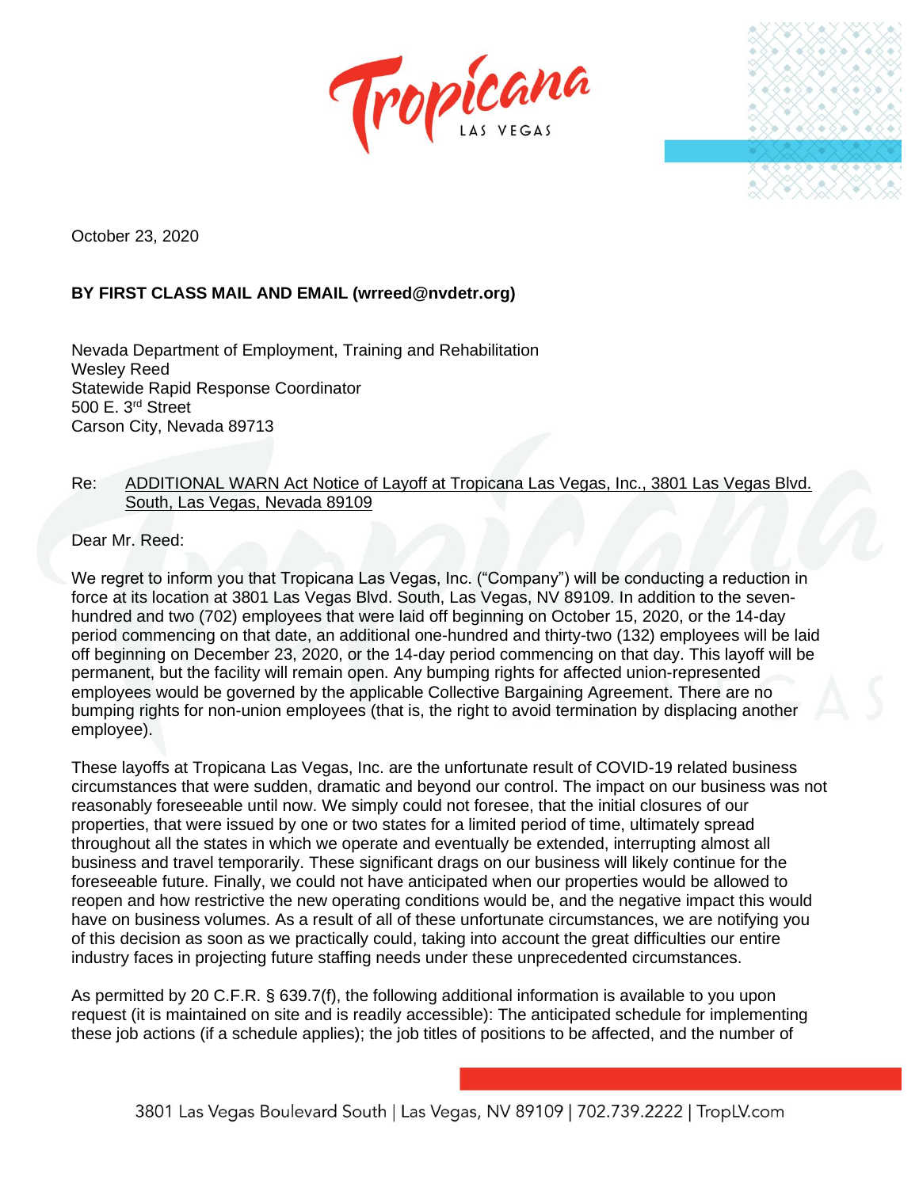Tropicana LAS VEGAS

October 23, 2020

**BY FIRST CLASS MAIL AND EMAIL (wrreed@nvdetr.org)**

Nevada Department of Employment, Training and Rehabilitation
Wesley Reed
Statewide Rapid Response Coordinator
500 E. 3rd Street
Carson City, Nevada 89713

Re: ADDITIONAL WARN Act Notice of Layoff at Tropicana Las Vegas, Inc., 3801 Las Vegas Blvd. South, Las Vegas, Nevada 89109

Dear Mr. Reed:

We regret to inform you that Tropicana Las Vegas, Inc. ("Company") will be conducting a reduction in force at its location at 3801 Las Vegas Blvd. South, Las Vegas, NV 89109. In addition to the seven-hundred and two (702) employees that were laid off beginning on October 15, 2020, or the 14-day period commencing on that date, an additional one-hundred and thirty-two (132) employees will be laid off beginning on December 23, 2020, or the 14-day period commencing on that day. This layoff will be permanent, but the facility will remain open. Any bumping rights for affected union-represented employees would be governed by the applicable Collective Bargaining Agreement. There are no bumping rights for non-union employees (that is, the right to avoid termination by displacing another employee).

These layoffs at Tropicana Las Vegas, Inc. are the unfortunate result of COVID-19 related business circumstances that were sudden, dramatic and beyond our control. The impact on our business was not reasonably foreseeable until now. We simply could not foresee, that the initial closures of our properties, that were issued by one or two states for a limited period of time, ultimately spread throughout all the states in which we operate and eventually be extended, interrupting almost all business and travel temporarily. These significant drags on our business will likely continue for the foreseeable future. Finally, we could not have anticipated when our properties would be allowed to reopen and how restrictive the new operating conditions would be, and the negative impact this would have on business volumes. As a result of all of these unfortunate circumstances, we are notifying you of this decision as soon as we practically could, taking into account the great difficulties our entire industry faces in projecting future staffing needs under these unprecedented circumstances.

As permitted by 20 C.F.R. § 639.7(f), the following additional information is available to you upon request (it is maintained on site and is readily accessible): The anticipated schedule for implementing these job actions (if a schedule applies); the job titles of positions to be affected, and the number of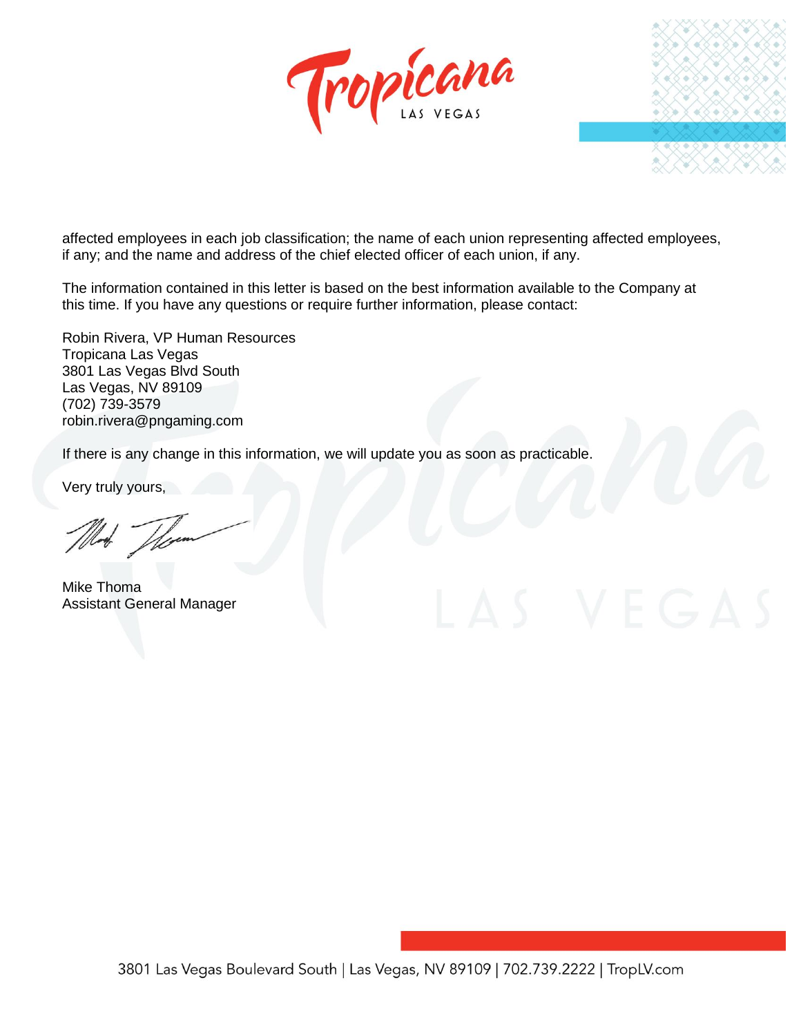affected employees in each job classification; the name of each union representing affected employees, if any; and the name and address of the chief elected officer of each union, if any.

The information contained in this letter is based on the best information available to the Company at this time. If you have any questions or require further information, please contact:

Robin Rivera, VP Human Resources
Tropicana Las Vegas
3801 Las Vegas Blvd South
Las Vegas, NV 89109
(702) 739-3579
robin.rivera@pngaming.com

If there is any change in this information, we will update you as soon as practicable.

Very truly yours,

Mike Thoma
Assistant General Manager